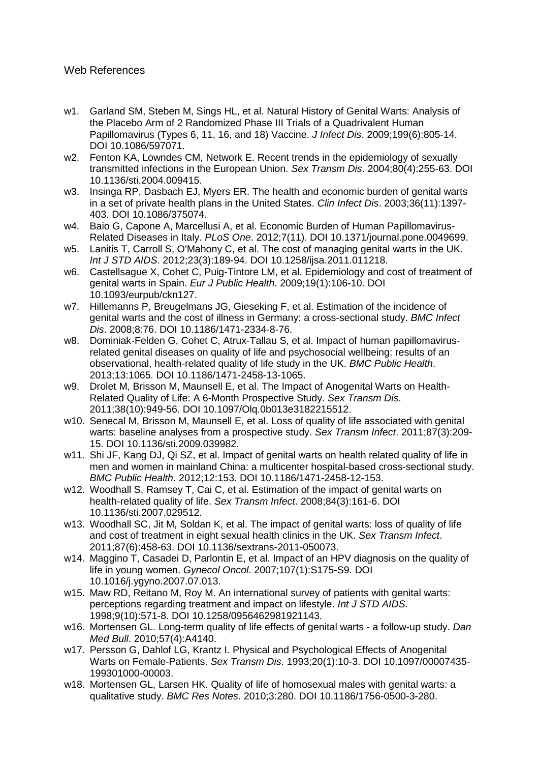Web References

- w1. Garland SM, Steben M, Sings HL, et al. Natural History of Genital Warts: Analysis of the Placebo Arm of 2 Randomized Phase III Trials of a Quadrivalent Human Papillomavirus (Types 6, 11, 16, and 18) Vaccine. *J Infect Dis*. 2009;199(6):805-14. DOI 10.1086/597071.
- w2. Fenton KA, Lowndes CM, Network E. Recent trends in the epidemiology of sexually transmitted infections in the European Union. *Sex Transm Dis*. 2004;80(4):255-63. DOI 10.1136/sti.2004.009415.
- w3. Insinga RP, Dasbach EJ, Myers ER. The health and economic burden of genital warts in a set of private health plans in the United States. *Clin Infect Dis*. 2003;36(11):1397-403. DOI 10.1086/375074.
- w4. Baio G, Capone A, Marcellusi A, et al. Economic Burden of Human Papillomavirus-Related Diseases in Italy. *PLoS One*. 2012;7(11). DOI 10.1371/journal.pone.0049699.
- w5. Lanitis T, Carroll S, O'Mahony C, et al. The cost of managing genital warts in the UK. *Int J STD AIDS*. 2012;23(3):189-94. DOI 10.1258/ijsa.2011.011218.
- w6. Castellsague X, Cohet C, Puig-Tintore LM, et al. Epidemiology and cost of treatment of genital warts in Spain. *Eur J Public Health*. 2009;19(1):106-10. DOI 10.1093/eurpub/ckn127.
- w7. Hillemanns P, Breugelmans JG, Gieseking F, et al. Estimation of the incidence of genital warts and the cost of illness in Germany: a cross-sectional study. *BMC Infect Dis*. 2008;8:76. DOI 10.1186/1471-2334-8-76.
- w8. Dominiak-Felden G, Cohet C, Atrux-Tallau S, et al. Impact of human papillomavirus-related genital diseases on quality of life and psychosocial wellbeing: results of an observational, health-related quality of life study in the UK. *BMC Public Health*. 2013;13:1065. DOI 10.1186/1471-2458-13-1065.
- w9. Drolet M, Brisson M, Maunsell E, et al. The Impact of Anogenital Warts on Health-Related Quality of Life: A 6-Month Prospective Study. *Sex Transm Dis*. 2011;38(10):949-56. DOI 10.1097/Olq.0b013e3182215512.
- w10. Senecal M, Brisson M, Maunsell E, et al. Loss of quality of life associated with genital warts: baseline analyses from a prospective study. *Sex Transm Infect*. 2011;87(3):209-15. DOI 10.1136/sti.2009.039982.
- w11. Shi JF, Kang DJ, Qi SZ, et al. Impact of genital warts on health related quality of life in men and women in mainland China: a multicenter hospital-based cross-sectional study. *BMC Public Health*. 2012;12:153. DOI 10.1186/1471-2458-12-153.
- w12. Woodhall S, Ramsey T, Cai C, et al. Estimation of the impact of genital warts on health-related quality of life. *Sex Transm Infect*. 2008;84(3):161-6. DOI 10.1136/sti.2007.029512.
- w13. Woodhall SC, Jit M, Soldan K, et al. The impact of genital warts: loss of quality of life and cost of treatment in eight sexual health clinics in the UK. *Sex Transm Infect*. 2011;87(6):458-63. DOI 10.1136/sextrans-2011-050073.
- w14. Maggino T, Casadei D, Parlontin E, et al. Impact of an HPV diagnosis on the quality of life in young women. *Gynecol Oncol*. 2007;107(1):S175-S9. DOI 10.1016/j.ygyno.2007.07.013.
- w15. Maw RD, Reitano M, Roy M. An international survey of patients with genital warts: perceptions regarding treatment and impact on lifestyle. *Int J STD AIDS*. 1998;9(10):571-8. DOI 10.1258/0956462981921143.
- w16. Mortensen GL. Long-term quality of life effects of genital warts - a follow-up study. *Dan Med Bull*. 2010;57(4):A4140.
- w17. Persson G, Dahlof LG, Krantz I. Physical and Psychological Effects of Anogenital Warts on Female-Patients. *Sex Transm Dis*. 1993;20(1):10-3. DOI 10.1097/00007435-199301000-00003.
- w18. Mortensen GL, Larsen HK. Quality of life of homosexual males with genital warts: a qualitative study. *BMC Res Notes*. 2010;3:280. DOI 10.1186/1756-0500-3-280.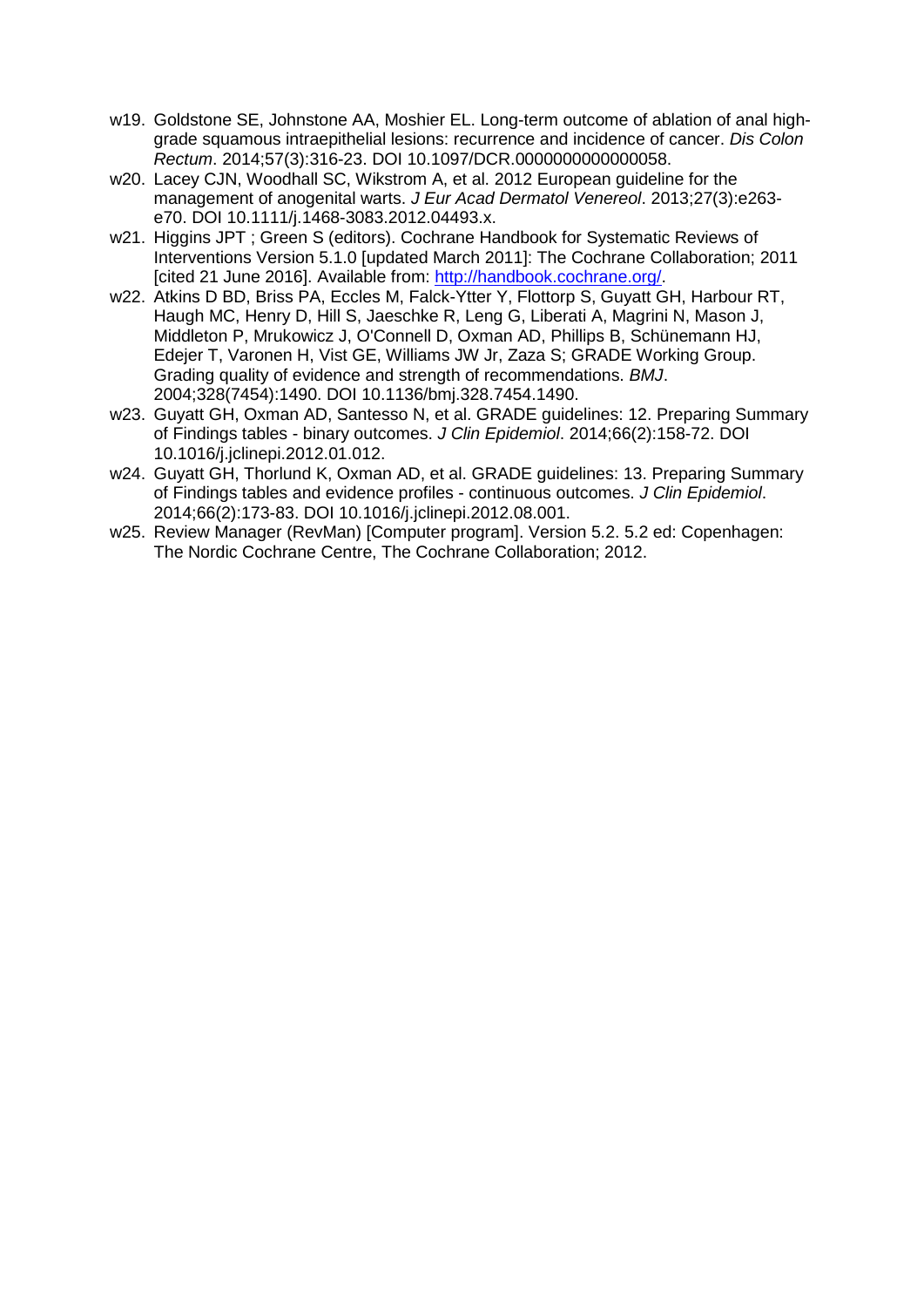w19. Goldstone SE, Johnstone AA, Moshier EL. Long-term outcome of ablation of anal high-grade squamous intraepithelial lesions: recurrence and incidence of cancer. *Dis Colon Rectum*. 2014;57(3):316-23. DOI 10.1097/DCR.0000000000000058.

w20. Lacey CJN, Woodhall SC, Wikstrom A, et al. 2012 European guideline for the management of anogenital warts. *J Eur Acad Dermatol Venereol*. 2013;27(3):e263-e70. DOI 10.1111/j.1468-3083.2012.04493.x.

w21. Higgins JPT ; Green S (editors). Cochrane Handbook for Systematic Reviews of Interventions Version 5.1.0 [updated March 2011]: The Cochrane Collaboration; 2011 [cited 21 June 2016]. Available from: http://handbook.cochrane.org/.

w22. Atkins D BD, Briss PA, Eccles M, Falck-Ytter Y, Flottorp S, Guyatt GH, Harbour RT, Haugh MC, Henry D, Hill S, Jaeschke R, Leng G, Liberati A, Magrini N, Mason J, Middleton P, Mrukowicz J, O'Connell D, Oxman AD, Phillips B, Schünemann HJ, Edejer T, Varonen H, Vist GE, Williams JW Jr, Zaza S; GRADE Working Group. Grading quality of evidence and strength of recommendations. *BMJ*. 2004;328(7454):1490. DOI 10.1136/bmj.328.7454.1490.

w23. Guyatt GH, Oxman AD, Santesso N, et al. GRADE guidelines: 12. Preparing Summary of Findings tables - binary outcomes. *J Clin Epidemiol*. 2014;66(2):158-72. DOI 10.1016/j.jclinepi.2012.01.012.

w24. Guyatt GH, Thorlund K, Oxman AD, et al. GRADE guidelines: 13. Preparing Summary of Findings tables and evidence profiles - continuous outcomes. *J Clin Epidemiol*. 2014;66(2):173-83. DOI 10.1016/j.jclinepi.2012.08.001.

w25. Review Manager (RevMan) [Computer program]. Version 5.2. 5.2 ed: Copenhagen: The Nordic Cochrane Centre, The Cochrane Collaboration; 2012.